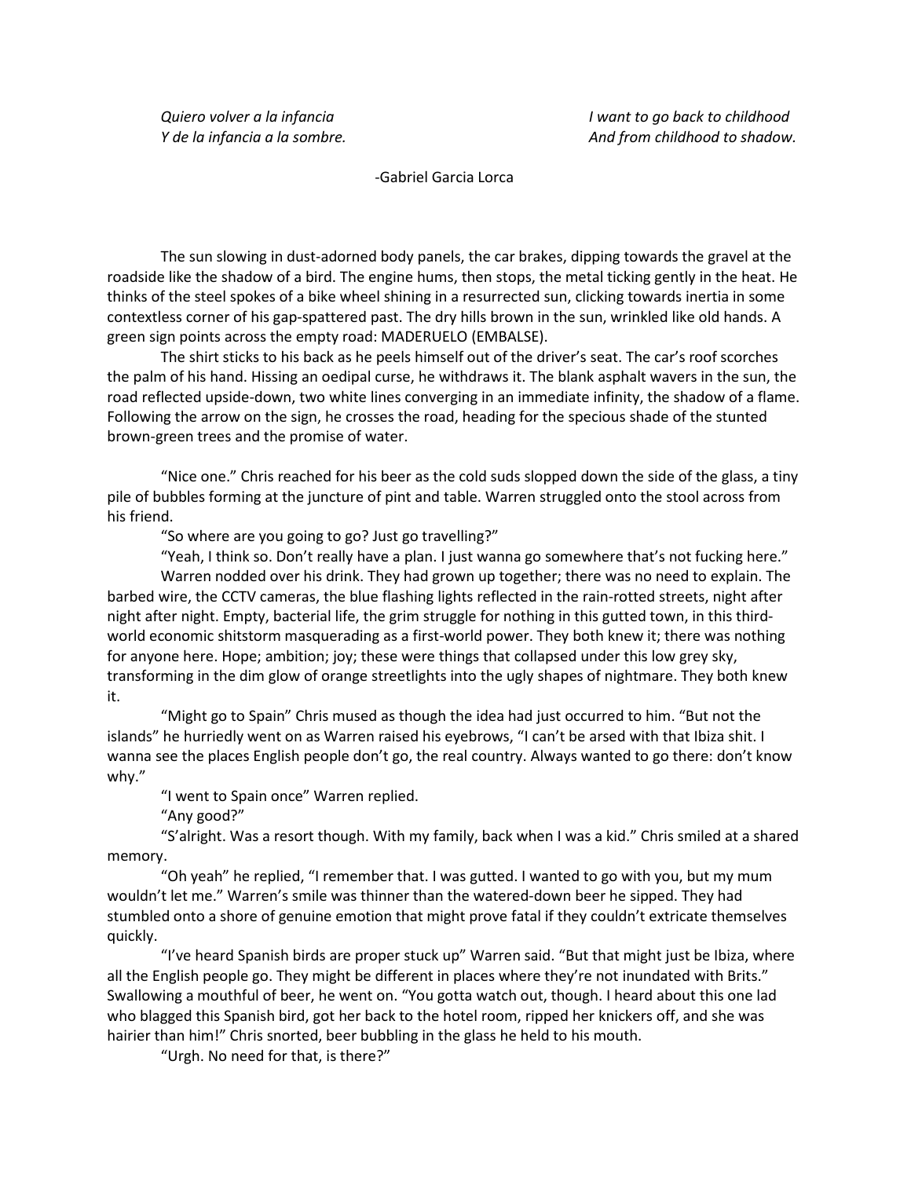*Quiero volver a la infancia*
*Y de la infancia a la sombre.*

*I want to go back to childhood*
*And from childhood to shadow.*

-Gabriel Garcia Lorca

The sun slowing in dust-adorned body panels, the car brakes, dipping towards the gravel at the roadside like the shadow of a bird. The engine hums, then stops, the metal ticking gently in the heat. He thinks of the steel spokes of a bike wheel shining in a resurrected sun, clicking towards inertia in some contextless corner of his gap-spattered past. The dry hills brown in the sun, wrinkled like old hands. A green sign points across the empty road: MADERUELO (EMBALSE).

The shirt sticks to his back as he peels himself out of the driver's seat. The car's roof scorches the palm of his hand. Hissing an oedipal curse, he withdraws it. The blank asphalt wavers in the sun, the road reflected upside-down, two white lines converging in an immediate infinity, the shadow of a flame. Following the arrow on the sign, he crosses the road, heading for the specious shade of the stunted brown-green trees and the promise of water.

"Nice one." Chris reached for his beer as the cold suds slopped down the side of the glass, a tiny pile of bubbles forming at the juncture of pint and table. Warren struggled onto the stool across from his friend.

"So where are you going to go? Just go travelling?"

"Yeah, I think so. Don't really have a plan. I just wanna go somewhere that's not fucking here."

Warren nodded over his drink. They had grown up together; there was no need to explain. The barbed wire, the CCTV cameras, the blue flashing lights reflected in the rain-rotted streets, night after night after night. Empty, bacterial life, the grim struggle for nothing in this gutted town, in this third-world economic shitstorm masquerading as a first-world power. They both knew it; there was nothing for anyone here. Hope; ambition; joy; these were things that collapsed under this low grey sky, transforming in the dim glow of orange streetlights into the ugly shapes of nightmare. They both knew it.

"Might go to Spain" Chris mused as though the idea had just occurred to him. "But not the islands" he hurriedly went on as Warren raised his eyebrows, "I can't be arsed with that Ibiza shit. I wanna see the places English people don't go, the real country. Always wanted to go there: don't know why."

"I went to Spain once" Warren replied.

"Any good?"

"S'alright. Was a resort though. With my family, back when I was a kid." Chris smiled at a shared memory.

"Oh yeah" he replied, "I remember that. I was gutted. I wanted to go with you, but my mum wouldn't let me." Warren's smile was thinner than the watered-down beer he sipped. They had stumbled onto a shore of genuine emotion that might prove fatal if they couldn't extricate themselves quickly.

"I've heard Spanish birds are proper stuck up" Warren said. "But that might just be Ibiza, where all the English people go. They might be different in places where they're not inundated with Brits." Swallowing a mouthful of beer, he went on. "You gotta watch out, though. I heard about this one lad who blagged this Spanish bird, got her back to the hotel room, ripped her knickers off, and she was hairier than him!" Chris snorted, beer bubbling in the glass he held to his mouth.

"Urgh. No need for that, is there?"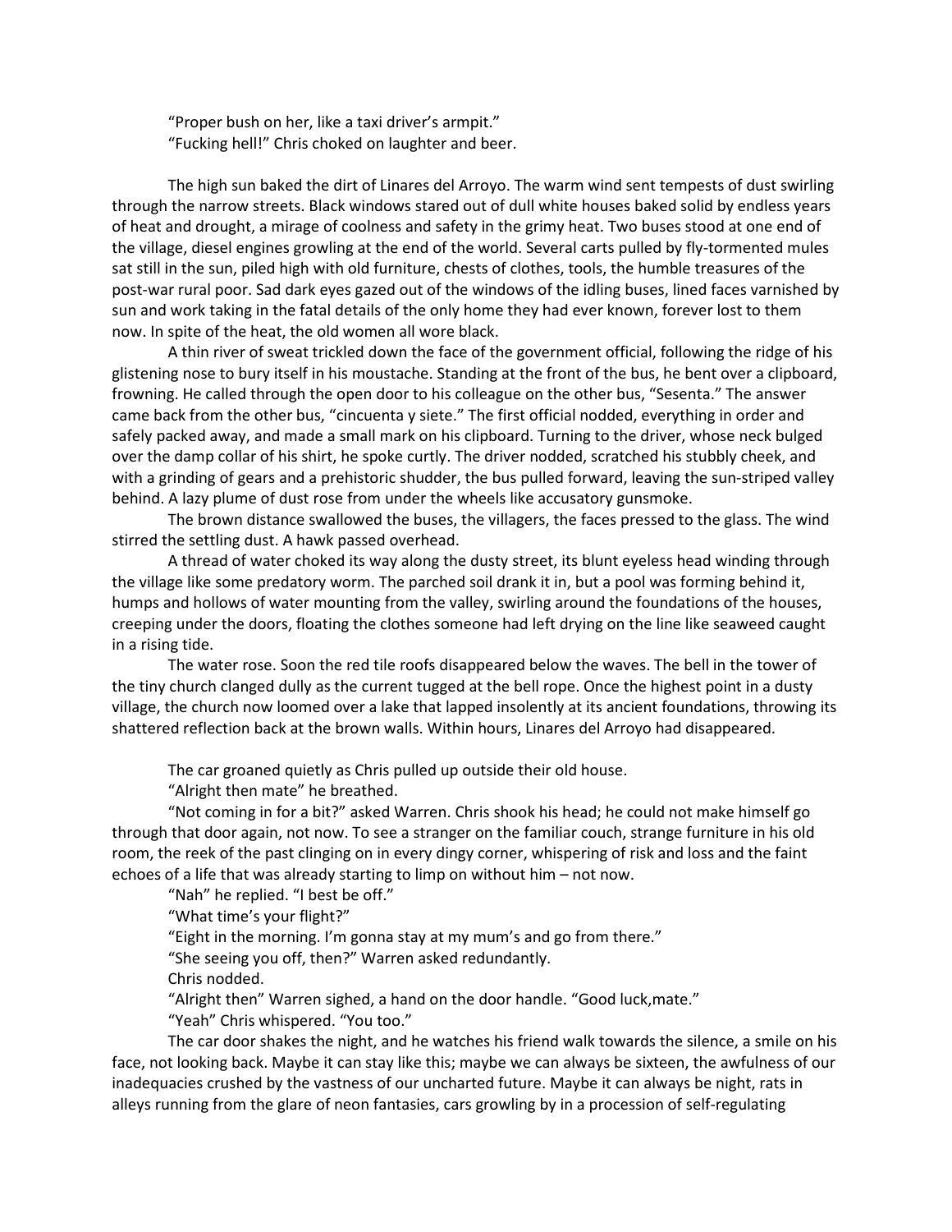"Proper bush on her, like a taxi driver's armpit."

"Fucking hell!" Chris choked on laughter and beer.

The high sun baked the dirt of Linares del Arroyo. The warm wind sent tempests of dust swirling through the narrow streets. Black windows stared out of dull white houses baked solid by endless years of heat and drought, a mirage of coolness and safety in the grimy heat. Two buses stood at one end of the village, diesel engines growling at the end of the world. Several carts pulled by fly-tormented mules sat still in the sun, piled high with old furniture, chests of clothes, tools, the humble treasures of the post-war rural poor. Sad dark eyes gazed out of the windows of the idling buses, lined faces varnished by sun and work taking in the fatal details of the only home they had ever known, forever lost to them now. In spite of the heat, the old women all wore black.

A thin river of sweat trickled down the face of the government official, following the ridge of his glistening nose to bury itself in his moustache. Standing at the front of the bus, he bent over a clipboard, frowning. He called through the open door to his colleague on the other bus, "Sesenta." The answer came back from the other bus, "cincuenta y siete." The first official nodded, everything in order and safely packed away, and made a small mark on his clipboard. Turning to the driver, whose neck bulged over the damp collar of his shirt, he spoke curtly. The driver nodded, scratched his stubbly cheek, and with a grinding of gears and a prehistoric shudder, the bus pulled forward, leaving the sun-striped valley behind. A lazy plume of dust rose from under the wheels like accusatory gunsmoke.

The brown distance swallowed the buses, the villagers, the faces pressed to the glass. The wind stirred the settling dust. A hawk passed overhead.

A thread of water choked its way along the dusty street, its blunt eyeless head winding through the village like some predatory worm. The parched soil drank it in, but a pool was forming behind it, humps and hollows of water mounting from the valley, swirling around the foundations of the houses, creeping under the doors, floating the clothes someone had left drying on the line like seaweed caught in a rising tide.

The water rose. Soon the red tile roofs disappeared below the waves. The bell in the tower of the tiny church clanged dully as the current tugged at the bell rope. Once the highest point in a dusty village, the church now loomed over a lake that lapped insolently at its ancient foundations, throwing its shattered reflection back at the brown walls. Within hours, Linares del Arroyo had disappeared.

The car groaned quietly as Chris pulled up outside their old house.

"Alright then mate" he breathed.

"Not coming in for a bit?" asked Warren. Chris shook his head; he could not make himself go through that door again, not now. To see a stranger on the familiar couch, strange furniture in his old room, the reek of the past clinging on in every dingy corner, whispering of risk and loss and the faint echoes of a life that was already starting to limp on without him – not now.

"Nah" he replied. "I best be off."

"What time's your flight?"

"Eight in the morning. I'm gonna stay at my mum's and go from there."

"She seeing you off, then?" Warren asked redundantly.

Chris nodded.

"Alright then" Warren sighed, a hand on the door handle. "Good luck,mate."

"Yeah" Chris whispered. "You too."

The car door shakes the night, and he watches his friend walk towards the silence, a smile on his face, not looking back. Maybe it can stay like this; maybe we can always be sixteen, the awfulness of our inadequacies crushed by the vastness of our uncharted future. Maybe it can always be night, rats in alleys running from the glare of neon fantasies, cars growling by in a procession of self-regulating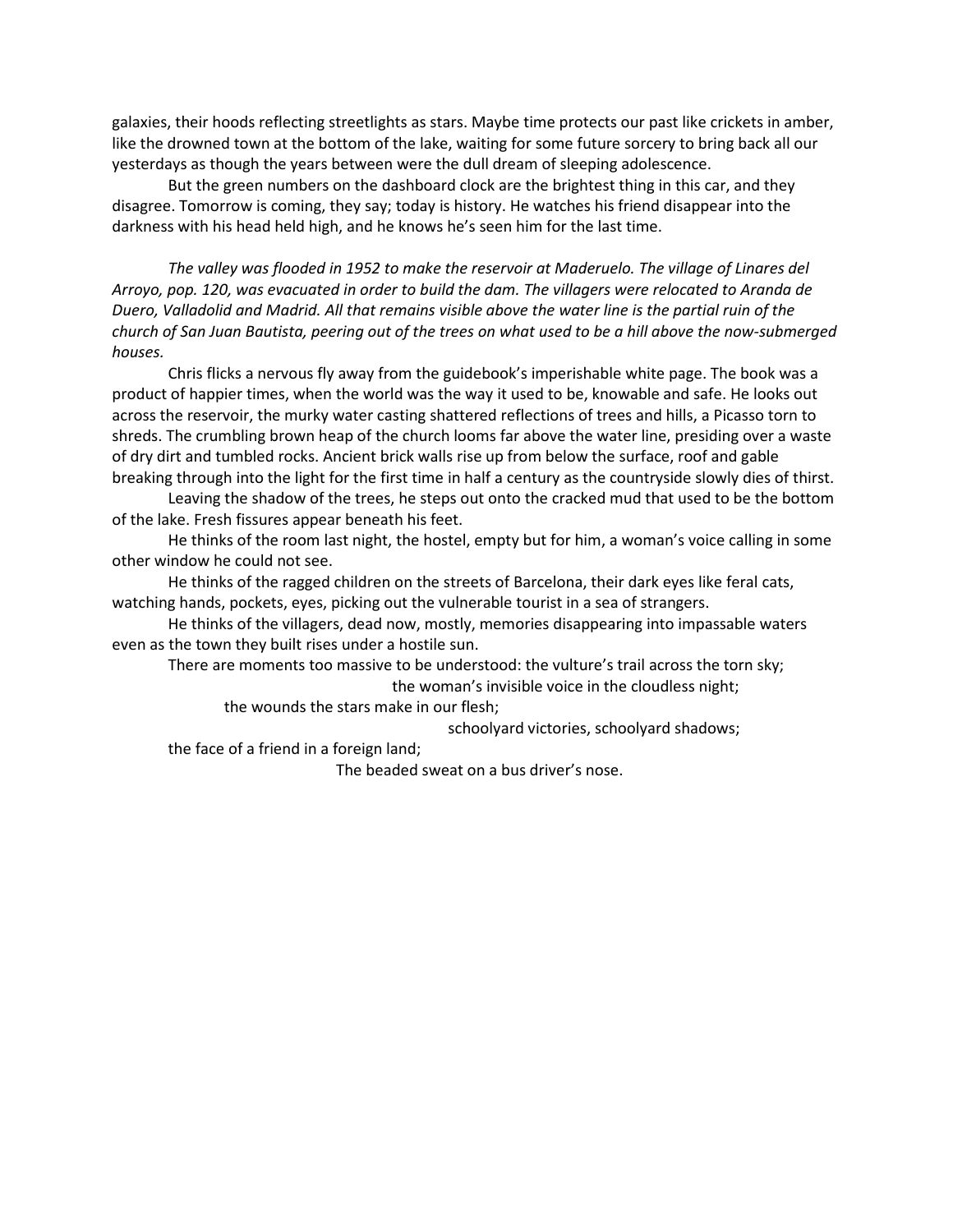galaxies, their hoods reflecting streetlights as stars. Maybe time protects our past like crickets in amber, like the drowned town at the bottom of the lake, waiting for some future sorcery to bring back all our yesterdays as though the years between were the dull dream of sleeping adolescence.

But the green numbers on the dashboard clock are the brightest thing in this car, and they disagree. Tomorrow is coming, they say; today is history. He watches his friend disappear into the darkness with his head held high, and he knows he's seen him for the last time.

*The valley was flooded in 1952 to make the reservoir at Maderuelo. The village of Linares del Arroyo, pop. 120, was evacuated in order to build the dam. The villagers were relocated to Aranda de Duero, Valladolid and Madrid. All that remains visible above the water line is the partial ruin of the church of San Juan Bautista, peering out of the trees on what used to be a hill above the now-submerged houses.*

Chris flicks a nervous fly away from the guidebook's imperishable white page. The book was a product of happier times, when the world was the way it used to be, knowable and safe. He looks out across the reservoir, the murky water casting shattered reflections of trees and hills, a Picasso torn to shreds. The crumbling brown heap of the church looms far above the water line, presiding over a waste of dry dirt and tumbled rocks. Ancient brick walls rise up from below the surface, roof and gable breaking through into the light for the first time in half a century as the countryside slowly dies of thirst.

Leaving the shadow of the trees, he steps out onto the cracked mud that used to be the bottom of the lake. Fresh fissures appear beneath his feet.

He thinks of the room last night, the hostel, empty but for him, a woman's voice calling in some other window he could not see.

He thinks of the ragged children on the streets of Barcelona, their dark eyes like feral cats, watching hands, pockets, eyes, picking out the vulnerable tourist in a sea of strangers.

He thinks of the villagers, dead now, mostly, memories disappearing into impassable waters even as the town they built rises under a hostile sun.

There are moments too massive to be understood: the vulture's trail across the torn sky;

the woman's invisible voice in the cloudless night;

the wounds the stars make in our flesh;

schoolyard victories, schoolyard shadows;

the face of a friend in a foreign land;

The beaded sweat on a bus driver's nose.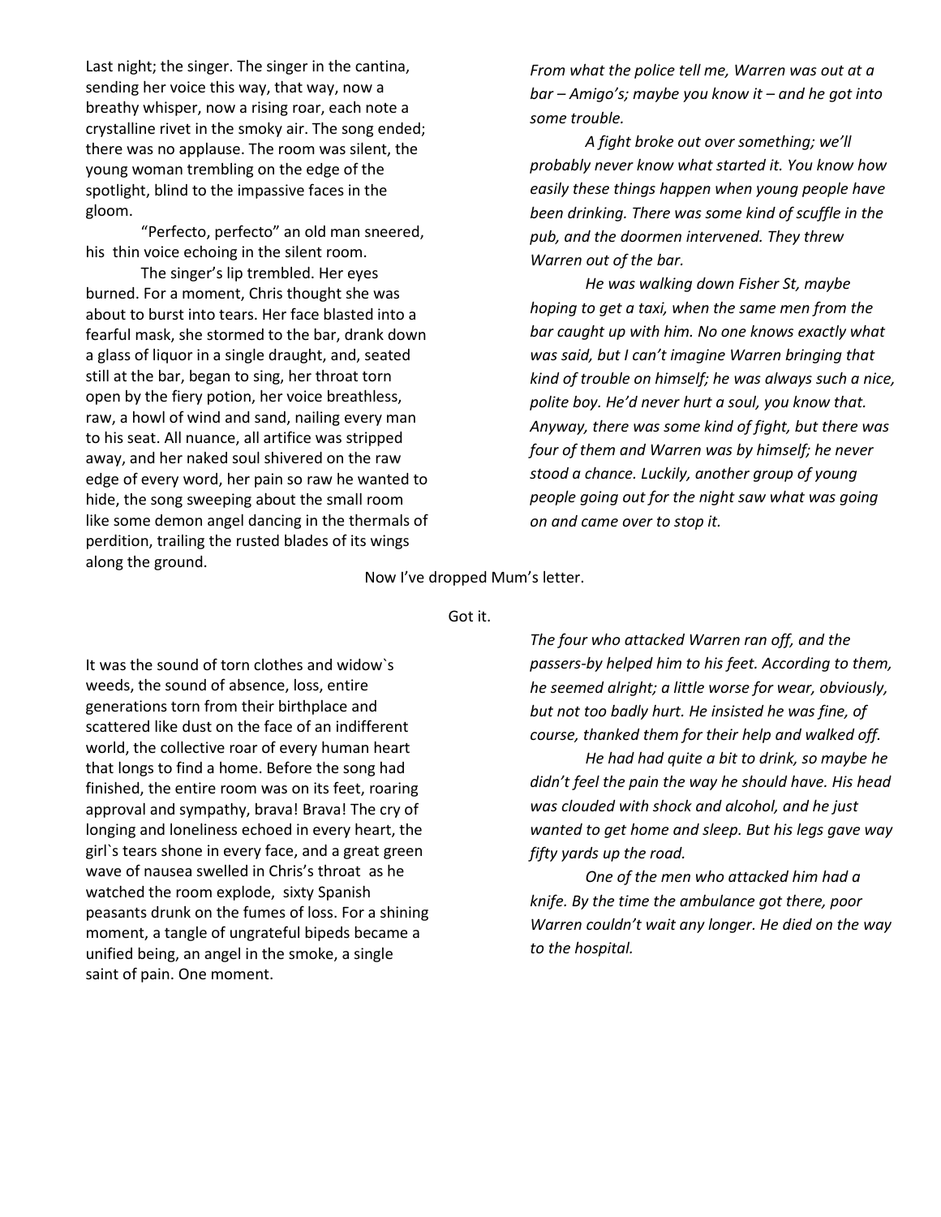Last night; the singer. The singer in the cantina, sending her voice this way, that way, now a breathy whisper, now a rising roar, each note a crystalline rivet in the smoky air. The song ended; there was no applause. The room was silent, the young woman trembling on the edge of the spotlight, blind to the impassive faces in the gloom.

"Perfecto, perfecto" an old man sneered, his thin voice echoing in the silent room.

The singer's lip trembled. Her eyes burned. For a moment, Chris thought she was about to burst into tears. Her face blasted into a fearful mask, she stormed to the bar, drank down a glass of liquor in a single draught, and, seated still at the bar, began to sing, her throat torn open by the fiery potion, her voice breathless, raw, a howl of wind and sand, nailing every man to his seat. All nuance, all artifice was stripped away, and her naked soul shivered on the raw edge of every word, her pain so raw he wanted to hide, the song sweeping about the small room like some demon angel dancing in the thermals of perdition, trailing the rusted blades of its wings along the ground.

*From what the police tell me, Warren was out at a bar – Amigo's; maybe you know it – and he got into some trouble.*

*A fight broke out over something; we'll probably never know what started it. You know how easily these things happen when young people have been drinking. There was some kind of scuffle in the pub, and the doormen intervened. They threw Warren out of the bar.*

*He was walking down Fisher St, maybe hoping to get a taxi, when the same men from the bar caught up with him. No one knows exactly what was said, but I can't imagine Warren bringing that kind of trouble on himself; he was always such a nice, polite boy. He'd never hurt a soul, you know that. Anyway, there was some kind of fight, but there was four of them and Warren was by himself; he never stood a chance. Luckily, another group of young people going out for the night saw what was going on and came over to stop it.*

Now I've dropped Mum's letter.

Got it.

It was the sound of torn clothes and widow`s weeds, the sound of absence, loss, entire generations torn from their birthplace and scattered like dust on the face of an indifferent world, the collective roar of every human heart that longs to find a home. Before the song had finished, the entire room was on its feet, roaring approval and sympathy, brava! Brava! The cry of longing and loneliness echoed in every heart, the girl`s tears shone in every face, and a great green wave of nausea swelled in Chris's throat as he watched the room explode, sixty Spanish peasants drunk on the fumes of loss. For a shining moment, a tangle of ungrateful bipeds became a unified being, an angel in the smoke, a single saint of pain. One moment.

*The four who attacked Warren ran off, and the passers-by helped him to his feet. According to them, he seemed alright; a little worse for wear, obviously, but not too badly hurt. He insisted he was fine, of course, thanked them for their help and walked off.*

*He had had quite a bit to drink, so maybe he didn't feel the pain the way he should have. His head was clouded with shock and alcohol, and he just wanted to get home and sleep. But his legs gave way fifty yards up the road.*

*One of the men who attacked him had a knife. By the time the ambulance got there, poor Warren couldn't wait any longer. He died on the way to the hospital.*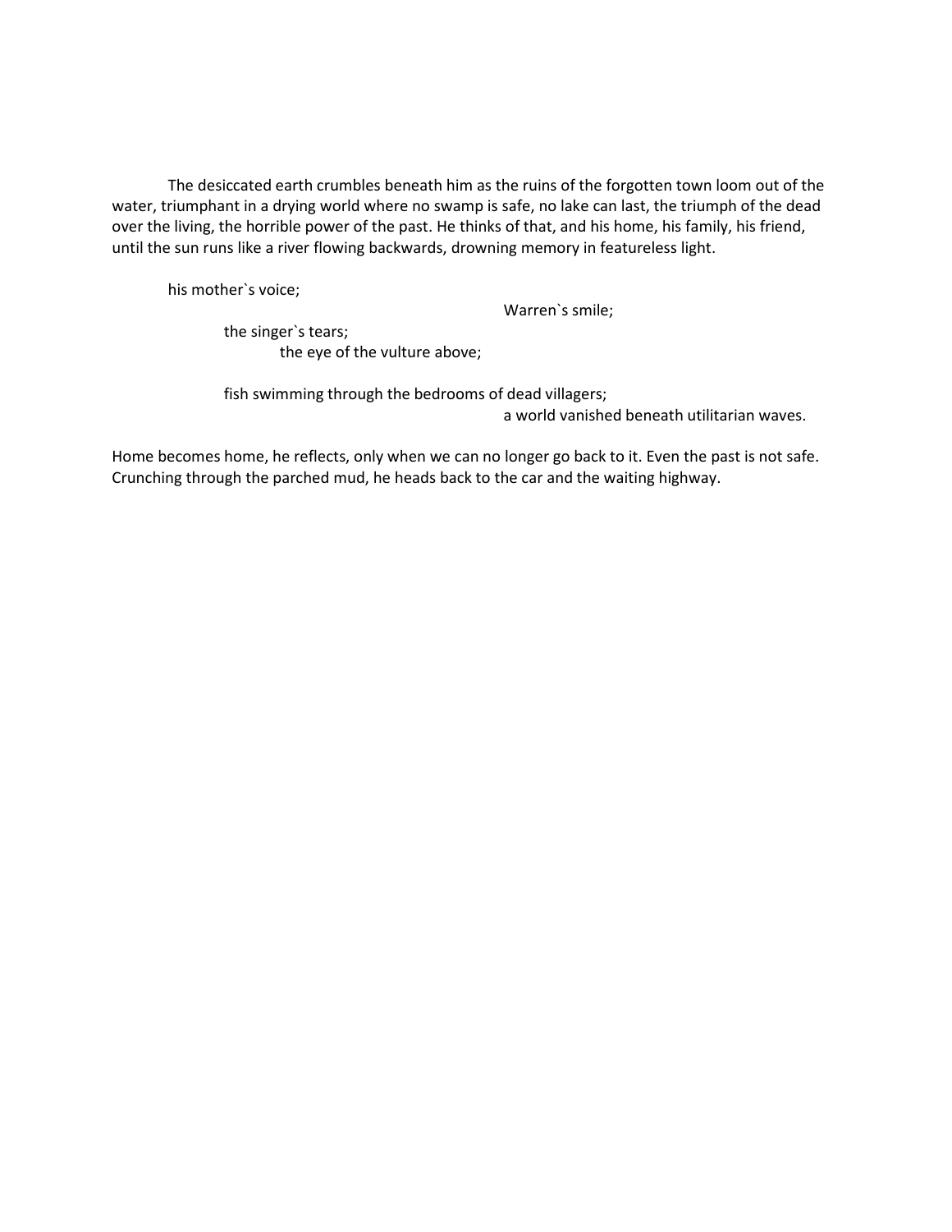The desiccated earth crumbles beneath him as the ruins of the forgotten town loom out of the water, triumphant in a drying world where no swamp is safe, no lake can last, the triumph of the dead over the living, the horrible power of the past. He thinks of that, and his home, his family, his friend, until the sun runs like a river flowing backwards, drowning memory in featureless light.

his mother`s voice;

Warren`s smile;

the singer`s tears;

the eye of the vulture above;

fish swimming through the bedrooms of dead villagers;

a world vanished beneath utilitarian waves.

Home becomes home, he reflects, only when we can no longer go back to it. Even the past is not safe. Crunching through the parched mud, he heads back to the car and the waiting highway.